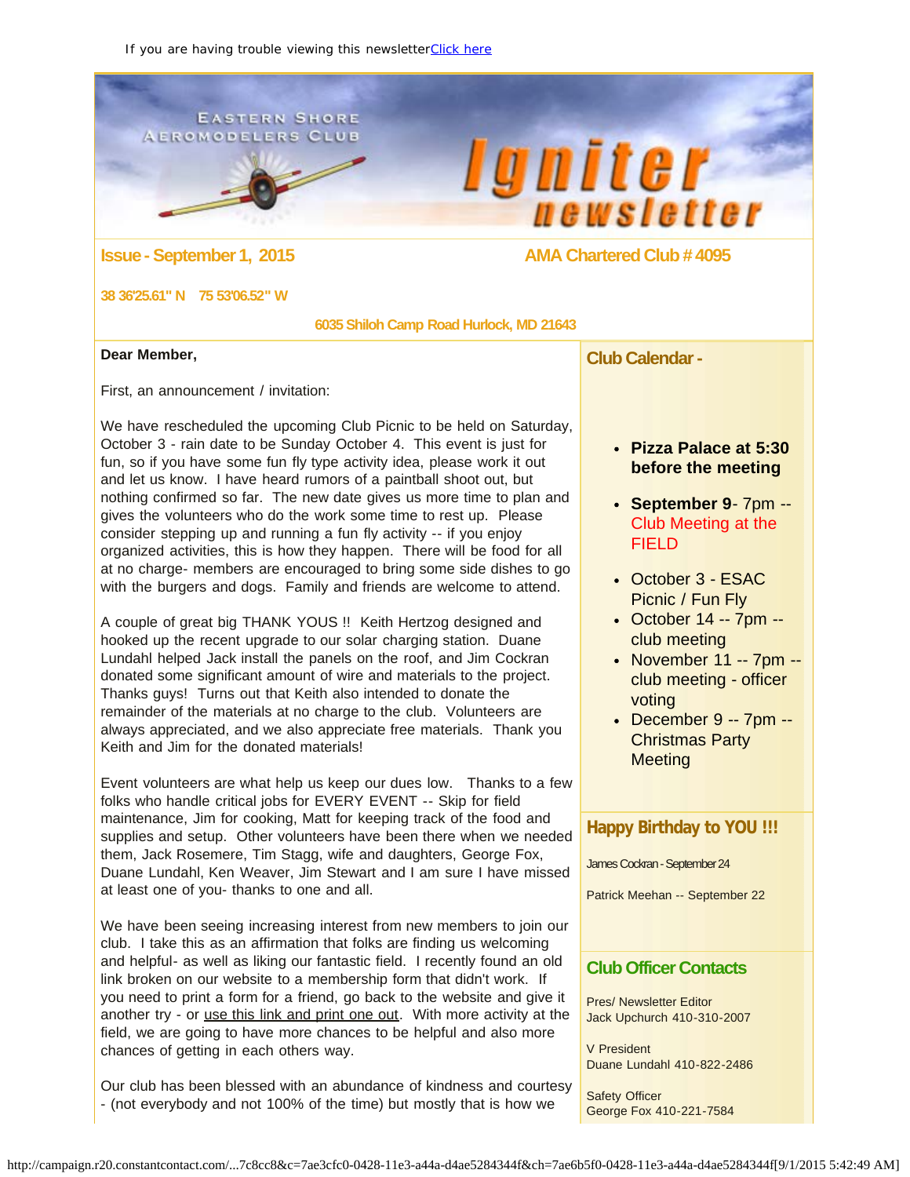If you are having trouble viewing this newsletter Click here

# Eastern Shore Aeromodelers Club — Igniter newsletter

**Issue - September 1, 2015** **AMA Chartered Club # 4095**

**38 36'25.61" N 75 53'06.52" W**

**6035 Shiloh Camp Road Hurlock, MD 21643**

**Dear Member,**

First, an announcement / invitation:

We have rescheduled the upcoming Club Picnic to be held on Saturday, October 3 - rain date to be Sunday October 4. This event is just for fun, so if you have some fun fly type activity idea, please work it out and let us know. I have heard rumors of a paintball shoot out, but nothing confirmed so far. The new date gives us more time to plan and gives the volunteers who do the work some time to rest up. Please consider stepping up and running a fun fly activity -- if you enjoy organized activities, this is how they happen. There will be food for all at no charge- members are encouraged to bring some side dishes to go with the burgers and dogs. Family and friends are welcome to attend.

A couple of great big THANK YOUS !! Keith Hertzog designed and hooked up the recent upgrade to our solar charging station. Duane Lundahl helped Jack install the panels on the roof, and Jim Cockran donated some significant amount of wire and materials to the project. Thanks guys! Turns out that Keith also intended to donate the remainder of the materials at no charge to the club. Volunteers are always appreciated, and we also appreciate free materials. Thank you Keith and Jim for the donated materials!

Event volunteers are what help us keep our dues low. Thanks to a few folks who handle critical jobs for EVERY EVENT -- Skip for field maintenance, Jim for cooking, Matt for keeping track of the food and supplies and setup. Other volunteers have been there when we needed them, Jack Rosemere, Tim Stagg, wife and daughters, George Fox, Duane Lundahl, Ken Weaver, Jim Stewart and I am sure I have missed at least one of you- thanks to one and all.

We have been seeing increasing interest from new members to join our club. I take this as an affirmation that folks are finding us welcoming and helpful- as well as liking our fantastic field. I recently found an old link broken on our website to a membership form that didn't work. If you need to print a form for a friend, go back to the website and give it another try - or use this link and print one out. With more activity at the field, we are going to have more chances to be helpful and also more chances of getting in each others way.

Our club has been blessed with an abundance of kindness and courtesy - (not everybody and not 100% of the time) but mostly that is how we

## Club Calendar -

- **Pizza Palace at 5:30 before the meeting**
- **September 9**- 7pm -- Club Meeting at the FIELD
- October 3 - ESAC Picnic / Fun Fly
- October 14 -- 7pm -- club meeting
- November 11 -- 7pm -- club meeting - officer voting
- December 9 -- 7pm -- Christmas Party Meeting

## Happy Birthday to YOU !!!

James Cockran - September 24

Patrick Meehan -- September 22

## Club Officer Contacts

Pres/ Newsletter Editor
Jack Upchurch 410-310-2007

V President
Duane Lundahl 410-822-2486

Safety Officer
George Fox 410-221-7584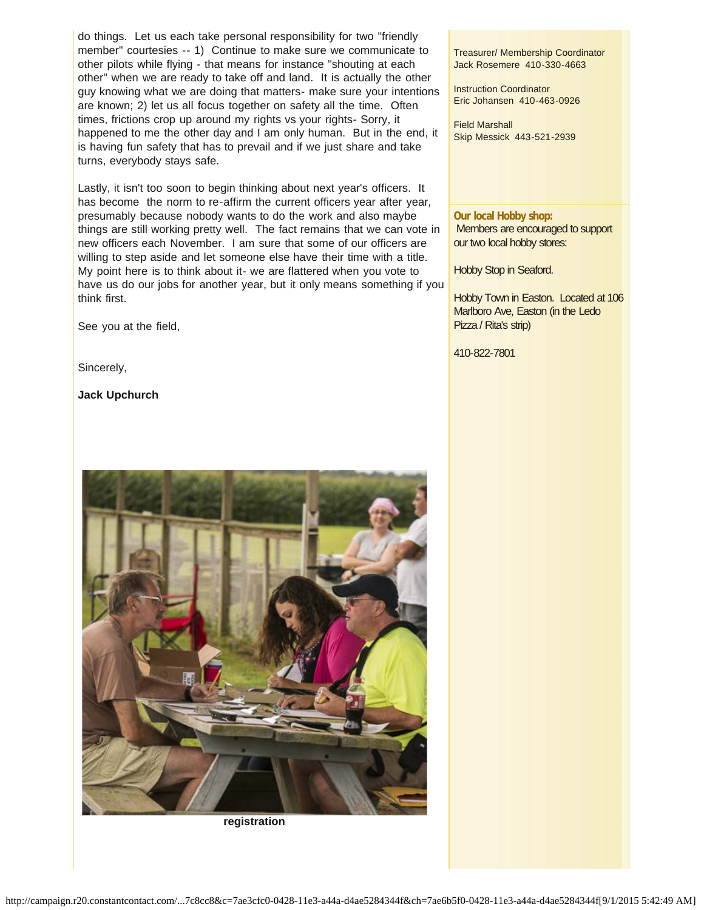do things. Let us each take personal responsibility for two "friendly member" courtesies -- 1) Continue to make sure we communicate to other pilots while flying - that means for instance "shouting at each other" when we are ready to take off and land. It is actually the other guy knowing what we are doing that matters- make sure your intentions are known; 2) let us all focus together on safety all the time. Often times, frictions crop up around my rights vs your rights- Sorry, it happened to me the other day and I am only human. But in the end, it is having fun safety that has to prevail and if we just share and take turns, everybody stays safe.

Lastly, it isn't too soon to begin thinking about next year's officers. It has become the norm to re-affirm the current officers year after year, presumably because nobody wants to do the work and also maybe things are still working pretty well. The fact remains that we can vote in new officers each November. I am sure that some of our officers are willing to step aside and let someone else have their time with a title. My point here is to think about it- we are flattered when you vote to have us do our jobs for another year, but it only means something if you think first.

See you at the field,

Sincerely,

**Jack Upchurch**

**registration**

Treasurer/ Membership Coordinator
Jack Rosemere 410-330-4663

Instruction Coordinator
Eric Johansen 410-463-0926

Field Marshall
Skip Messick 443-521-2939

**Our local Hobby shop:**
Members are encouraged to support our two local hobby stores:

Hobby Stop in Seaford.

Hobby Town in Easton. Located at 106 Marlboro Ave, Easton (in the Ledo Pizza / Rita's strip)

410-822-7801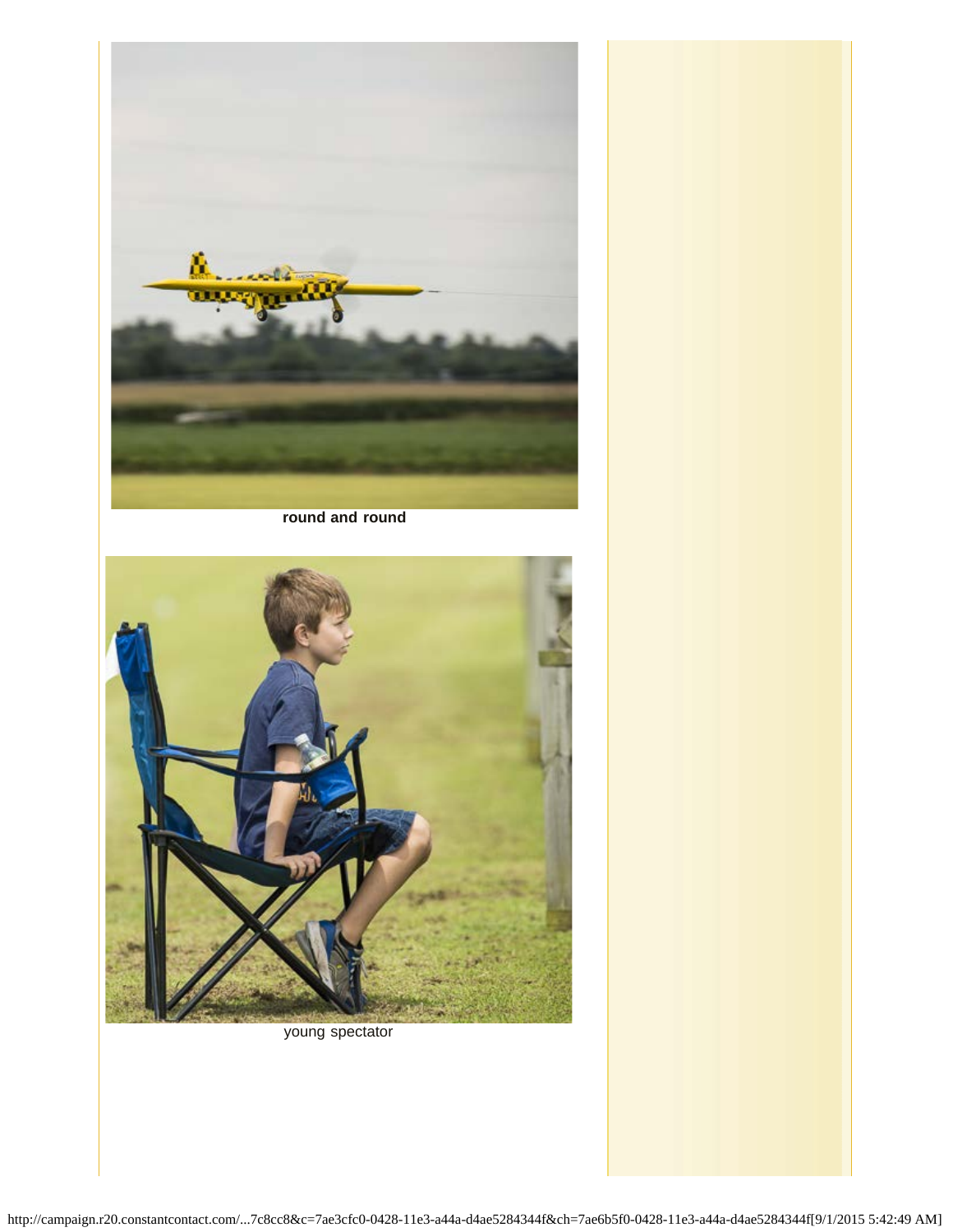**round and round**

young spectator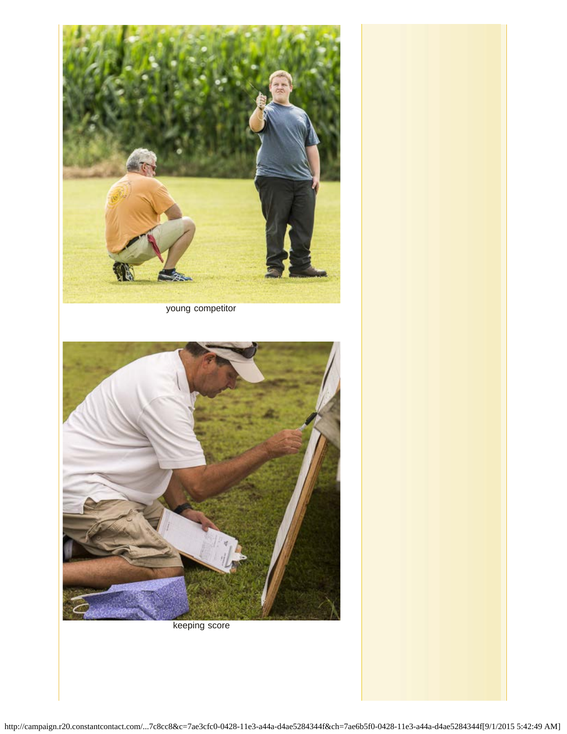young competitor

keeping score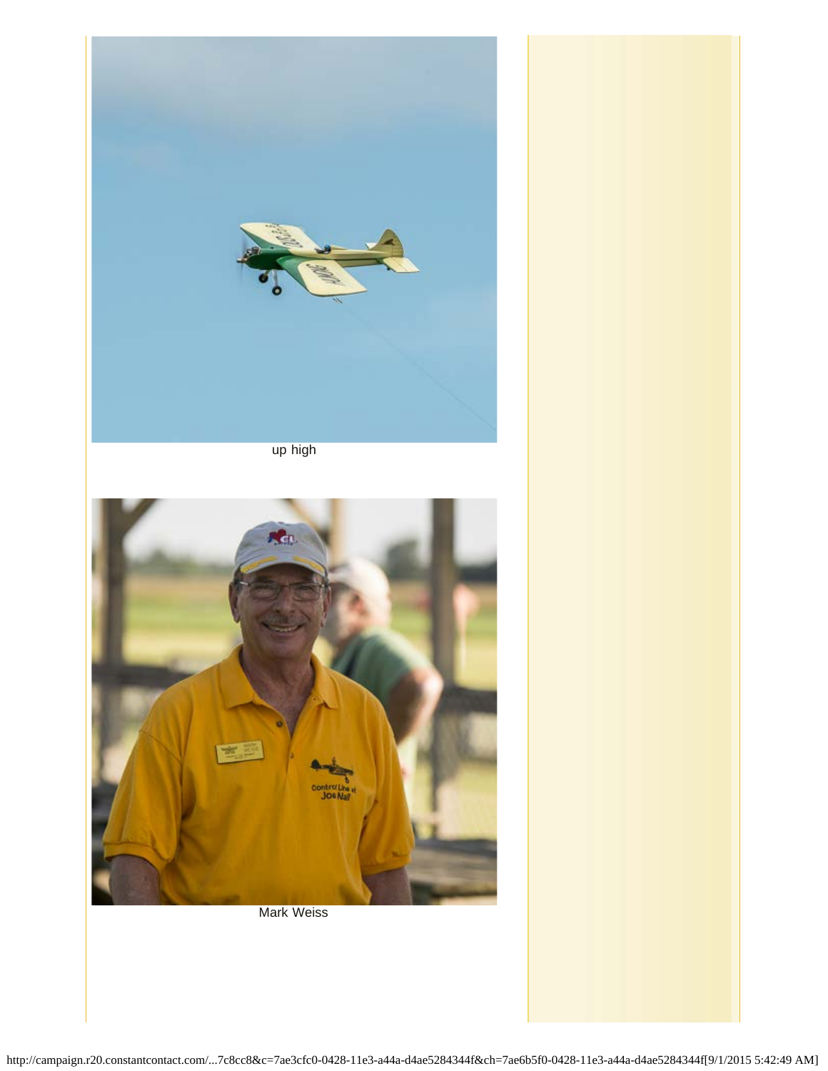up high

Mark Weiss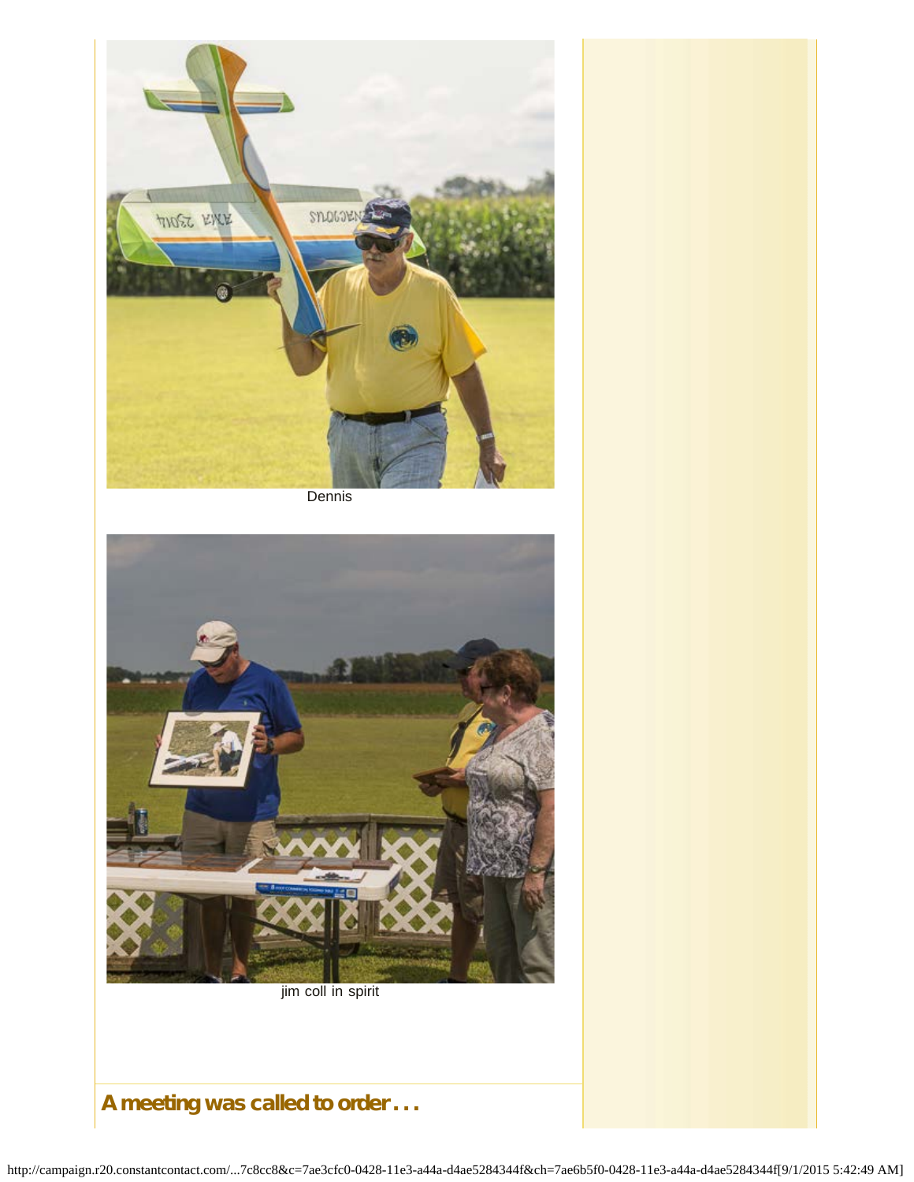Dennis

jim coll in spirit

## A meeting was called to order . . .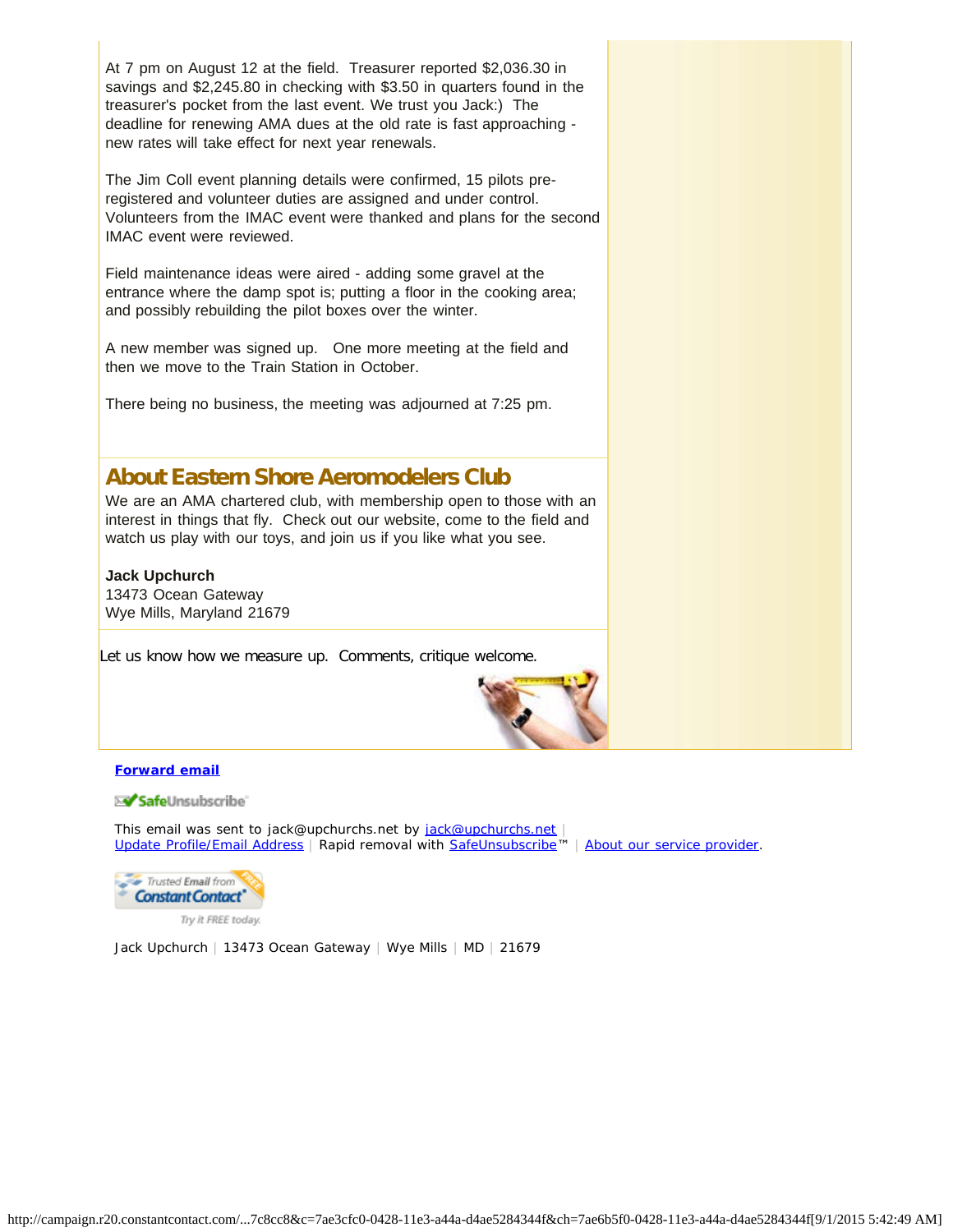At 7 pm on August 12 at the field. Treasurer reported $2,036.30 in savings and $2,245.80 in checking with $3.50 in quarters found in the treasurer's pocket from the last event. We trust you Jack:) The deadline for renewing AMA dues at the old rate is fast approaching - new rates will take effect for next year renewals.

The Jim Coll event planning details were confirmed, 15 pilots pre-registered and volunteer duties are assigned and under control. Volunteers from the IMAC event were thanked and plans for the second IMAC event were reviewed.

Field maintenance ideas were aired - adding some gravel at the entrance where the damp spot is; putting a floor in the cooking area; and possibly rebuilding the pilot boxes over the winter.

A new member was signed up. One more meeting at the field and then we move to the Train Station in October.

There being no business, the meeting was adjourned at 7:25 pm.

## About Eastern Shore Aeromodelers Club

We are an AMA chartered club, with membership open to those with an interest in things that fly. Check out our website, come to the field and watch us play with our toys, and join us if you like what you see.

**Jack Upchurch**
13473 Ocean Gateway
Wye Mills, Maryland 21679

Let us know how we measure up. Comments, critique welcome.

**Forward email**

SafeUnsubscribe

This email was sent to jack@upchurchs.net by jack@upchurchs.net | Update Profile/Email Address | Rapid removal with SafeUnsubscribe™ | About our service provider.

Trusted Email from Constant Contact — Try it FREE today.

Jack Upchurch | 13473 Ocean Gateway | Wye Mills | MD | 21679